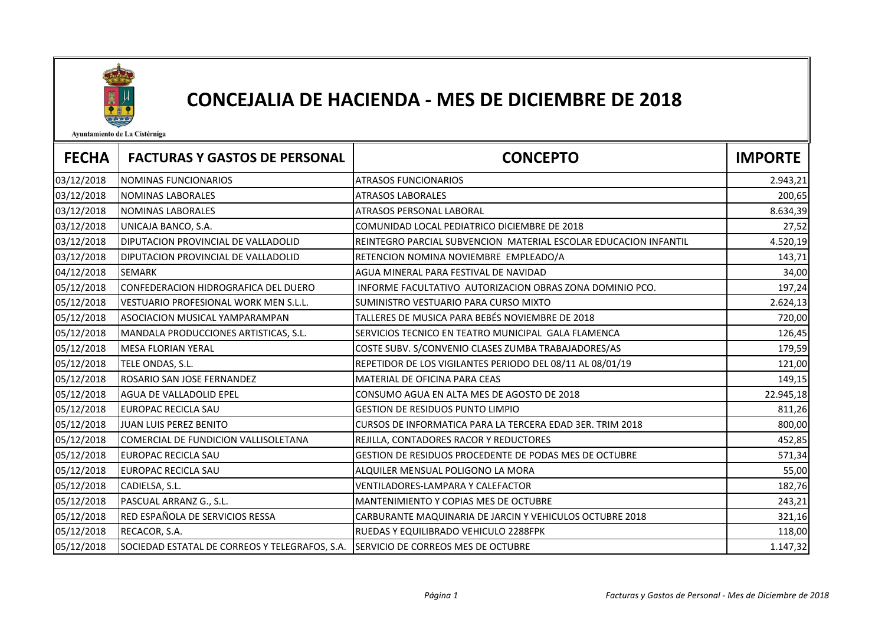# CONCEJALIA DE HACIENDA - MES DE DICIEMBRE DE 2018

Ayuntamiento de La Cistérniga

| FECHA | FACTURAS Y GASTOS DE PERSONAL | CONCEPTO | IMPORTE |
|---|---|---|---|
| 03/12/2018 | NOMINAS FUNCIONARIOS | ATRASOS FUNCIONARIOS | 2.943,21 |
| 03/12/2018 | NOMINAS LABORALES | ATRASOS LABORALES | 200,65 |
| 03/12/2018 | NOMINAS LABORALES | ATRASOS PERSONAL LABORAL | 8.634,39 |
| 03/12/2018 | UNICAJA BANCO, S.A. | COMUNIDAD LOCAL PEDIATRICO DICIEMBRE DE 2018 | 27,52 |
| 03/12/2018 | DIPUTACION PROVINCIAL DE VALLADOLID | REINTEGRO PARCIAL SUBVENCION MATERIAL ESCOLAR EDUCACION INFANTIL | 4.520,19 |
| 03/12/2018 | DIPUTACION PROVINCIAL DE VALLADOLID | RETENCION NOMINA NOVIEMBRE EMPLEADO/A | 143,71 |
| 04/12/2018 | SEMARK | AGUA MINERAL PARA FESTIVAL DE NAVIDAD | 34,00 |
| 05/12/2018 | CONFEDERACION HIDROGRAFICA DEL DUERO | INFORME FACULTATIVO AUTORIZACION OBRAS ZONA DOMINIO PCO. | 197,24 |
| 05/12/2018 | VESTUARIO PROFESIONAL WORK MEN S.L.L. | SUMINISTRO VESTUARIO PARA CURSO MIXTO | 2.624,13 |
| 05/12/2018 | ASOCIACION MUSICAL YAMPARAMPAN | TALLERES DE MUSICA PARA BEBÉS NOVIEMBRE DE 2018 | 720,00 |
| 05/12/2018 | MANDALA PRODUCCIONES ARTISTICAS, S.L. | SERVICIOS TECNICO EN TEATRO MUNICIPAL GALA FLAMENCA | 126,45 |
| 05/12/2018 | MESA FLORIAN YERAL | COSTE SUBV. S/CONVENIO CLASES ZUMBA TRABAJADORES/AS | 179,59 |
| 05/12/2018 | TELE ONDAS, S.L. | REPETIDOR DE LOS VIGILANTES PERIODO DEL 08/11 AL 08/01/19 | 121,00 |
| 05/12/2018 | ROSARIO SAN JOSE FERNANDEZ | MATERIAL DE OFICINA PARA CEAS | 149,15 |
| 05/12/2018 | AGUA DE VALLADOLID EPEL | CONSUMO AGUA EN ALTA MES DE AGOSTO DE 2018 | 22.945,18 |
| 05/12/2018 | EUROPAC RECICLA SAU | GESTION DE RESIDUOS PUNTO LIMPIO | 811,26 |
| 05/12/2018 | JUAN LUIS PEREZ BENITO | CURSOS DE INFORMATICA PARA LA TERCERA EDAD 3ER. TRIM 2018 | 800,00 |
| 05/12/2018 | COMERCIAL DE FUNDICION VALLISOLETANA | REJILLA, CONTADORES RACOR Y REDUCTORES | 452,85 |
| 05/12/2018 | EUROPAC RECICLA SAU | GESTION DE RESIDUOS PROCEDENTE DE PODAS MES DE OCTUBRE | 571,34 |
| 05/12/2018 | EUROPAC RECICLA SAU | ALQUILER MENSUAL POLIGONO LA MORA | 55,00 |
| 05/12/2018 | CADIELSA, S.L. | VENTILADORES-LAMPARA Y CALEFACTOR | 182,76 |
| 05/12/2018 | PASCUAL ARRANZ G., S.L. | MANTENIMIENTO Y COPIAS MES DE OCTUBRE | 243,21 |
| 05/12/2018 | RED ESPAÑOLA DE SERVICIOS RESSA | CARBURANTE MAQUINARIA DE JARCIN Y VEHICULOS OCTUBRE 2018 | 321,16 |
| 05/12/2018 | RECACOR, S.A. | RUEDAS Y EQUILIBRADO VEHICULO 2288FPK | 118,00 |
| 05/12/2018 | SOCIEDAD ESTATAL DE CORREOS Y TELEGRAFOS, S.A. | SERVICIO DE CORREOS MES DE OCTUBRE | 1.147,32 |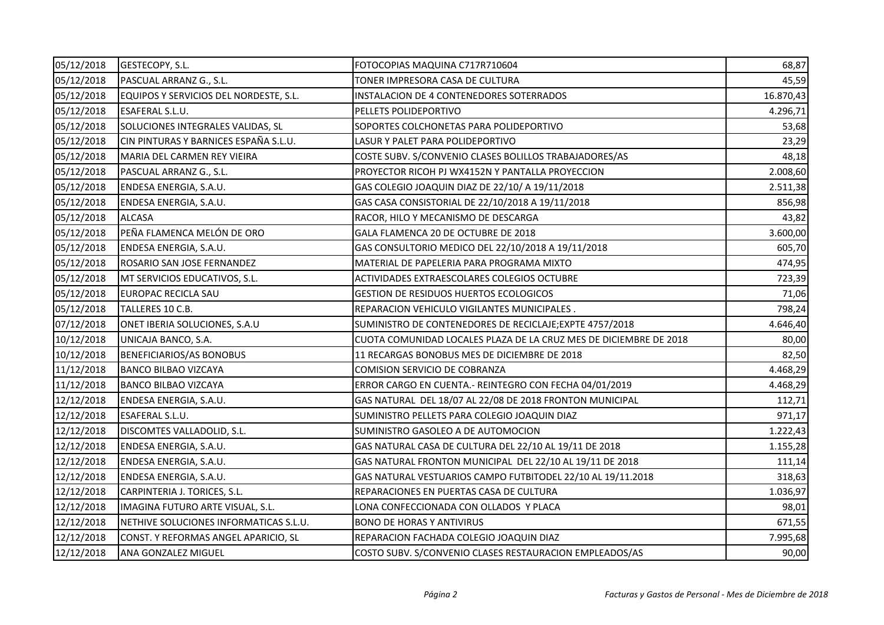| | | | |
|---|---|---|---|
| 05/12/2018 | GESTECOPY, S.L. | FOTOCOPIAS MAQUINA C717R710604 | 68,87 |
| 05/12/2018 | PASCUAL ARRANZ G., S.L. | TONER IMPRESORA CASA DE CULTURA | 45,59 |
| 05/12/2018 | EQUIPOS Y SERVICIOS DEL NORDESTE, S.L. | INSTALACION DE 4 CONTENEDORES SOTERRADOS | 16.870,43 |
| 05/12/2018 | ESAFERAL S.L.U. | PELLETS POLIDEPORTIVO | 4.296,71 |
| 05/12/2018 | SOLUCIONES INTEGRALES VALIDAS, SL | SOPORTES COLCHONETAS PARA POLIDEPORTIVO | 53,68 |
| 05/12/2018 | CIN PINTURAS Y BARNICES ESPAÑA S.L.U. | LASUR Y PALET PARA POLIDEPORTIVO | 23,29 |
| 05/12/2018 | MARIA DEL CARMEN REY VIEIRA | COSTE SUBV. S/CONVENIO CLASES BOLILLOS TRABAJADORES/AS | 48,18 |
| 05/12/2018 | PASCUAL ARRANZ G., S.L. | PROYECTOR RICOH PJ WX4152N Y PANTALLA PROYECCION | 2.008,60 |
| 05/12/2018 | ENDESA ENERGIA, S.A.U. | GAS COLEGIO JOAQUIN DIAZ DE 22/10/ A 19/11/2018 | 2.511,38 |
| 05/12/2018 | ENDESA ENERGIA, S.A.U. | GAS CASA CONSISTORIAL DE 22/10/2018 A 19/11/2018 | 856,98 |
| 05/12/2018 | ALCASA | RACOR, HILO Y MECANISMO DE DESCARGA | 43,82 |
| 05/12/2018 | PEÑA FLAMENCA MELÓN DE ORO | GALA FLAMENCA 20 DE OCTUBRE DE 2018 | 3.600,00 |
| 05/12/2018 | ENDESA ENERGIA, S.A.U. | GAS CONSULTORIO MEDICO DEL 22/10/2018 A 19/11/2018 | 605,70 |
| 05/12/2018 | ROSARIO SAN JOSE FERNANDEZ | MATERIAL DE PAPELERIA PARA PROGRAMA MIXTO | 474,95 |
| 05/12/2018 | MT SERVICIOS EDUCATIVOS, S.L. | ACTIVIDADES EXTRAESCOLARES COLEGIOS OCTUBRE | 723,39 |
| 05/12/2018 | EUROPAC RECICLA SAU | GESTION DE RESIDUOS HUERTOS ECOLOGICOS | 71,06 |
| 05/12/2018 | TALLERES 10 C.B. | REPARACION VEHICULO VIGILANTES MUNICIPALES . | 798,24 |
| 07/12/2018 | ONET IBERIA SOLUCIONES, S.A.U | SUMINISTRO DE CONTENEDORES DE RECICLAJE;EXPTE 4757/2018 | 4.646,40 |
| 10/12/2018 | UNICAJA BANCO, S.A. | CUOTA COMUNIDAD LOCALES PLAZA DE LA CRUZ MES DE DICIEMBRE DE 2018 | 80,00 |
| 10/12/2018 | BENEFICIARIOS/AS BONOBUS | 11 RECARGAS BONOBUS MES DE DICIEMBRE DE 2018 | 82,50 |
| 11/12/2018 | BANCO BILBAO VIZCAYA | COMISION SERVICIO DE COBRANZA | 4.468,29 |
| 11/12/2018 | BANCO BILBAO VIZCAYA | ERROR CARGO EN CUENTA.- REINTEGRO CON FECHA 04/01/2019 | 4.468,29 |
| 12/12/2018 | ENDESA ENERGIA, S.A.U. | GAS NATURAL DEL 18/07 AL 22/08 DE 2018 FRONTON MUNICIPAL | 112,71 |
| 12/12/2018 | ESAFERAL S.L.U. | SUMINISTRO PELLETS PARA COLEGIO JOAQUIN DIAZ | 971,17 |
| 12/12/2018 | DISCOMTES VALLADOLID, S.L. | SUMINISTRO GASOLEO A DE AUTOMOCION | 1.222,43 |
| 12/12/2018 | ENDESA ENERGIA, S.A.U. | GAS NATURAL CASA DE CULTURA DEL 22/10 AL 19/11 DE 2018 | 1.155,28 |
| 12/12/2018 | ENDESA ENERGIA, S.A.U. | GAS NATURAL FRONTON MUNICIPAL DEL 22/10 AL 19/11 DE 2018 | 111,14 |
| 12/12/2018 | ENDESA ENERGIA, S.A.U. | GAS NATURAL VESTUARIOS CAMPO FUTBITODEL 22/10 AL 19/11.2018 | 318,63 |
| 12/12/2018 | CARPINTERIA J. TORICES, S.L. | REPARACIONES EN PUERTAS CASA DE CULTURA | 1.036,97 |
| 12/12/2018 | IMAGINA FUTURO ARTE VISUAL, S.L. | LONA CONFECCIONADA CON OLLADOS Y PLACA | 98,01 |
| 12/12/2018 | NETHIVE SOLUCIONES INFORMATICAS S.L.U. | BONO DE HORAS Y ANTIVIRUS | 671,55 |
| 12/12/2018 | CONST. Y REFORMAS ANGEL APARICIO, SL | REPARACION FACHADA COLEGIO JOAQUIN DIAZ | 7.995,68 |
| 12/12/2018 | ANA GONZALEZ MIGUEL | COSTO SUBV. S/CONVENIO CLASES RESTAURACION EMPLEADOS/AS | 90,00 |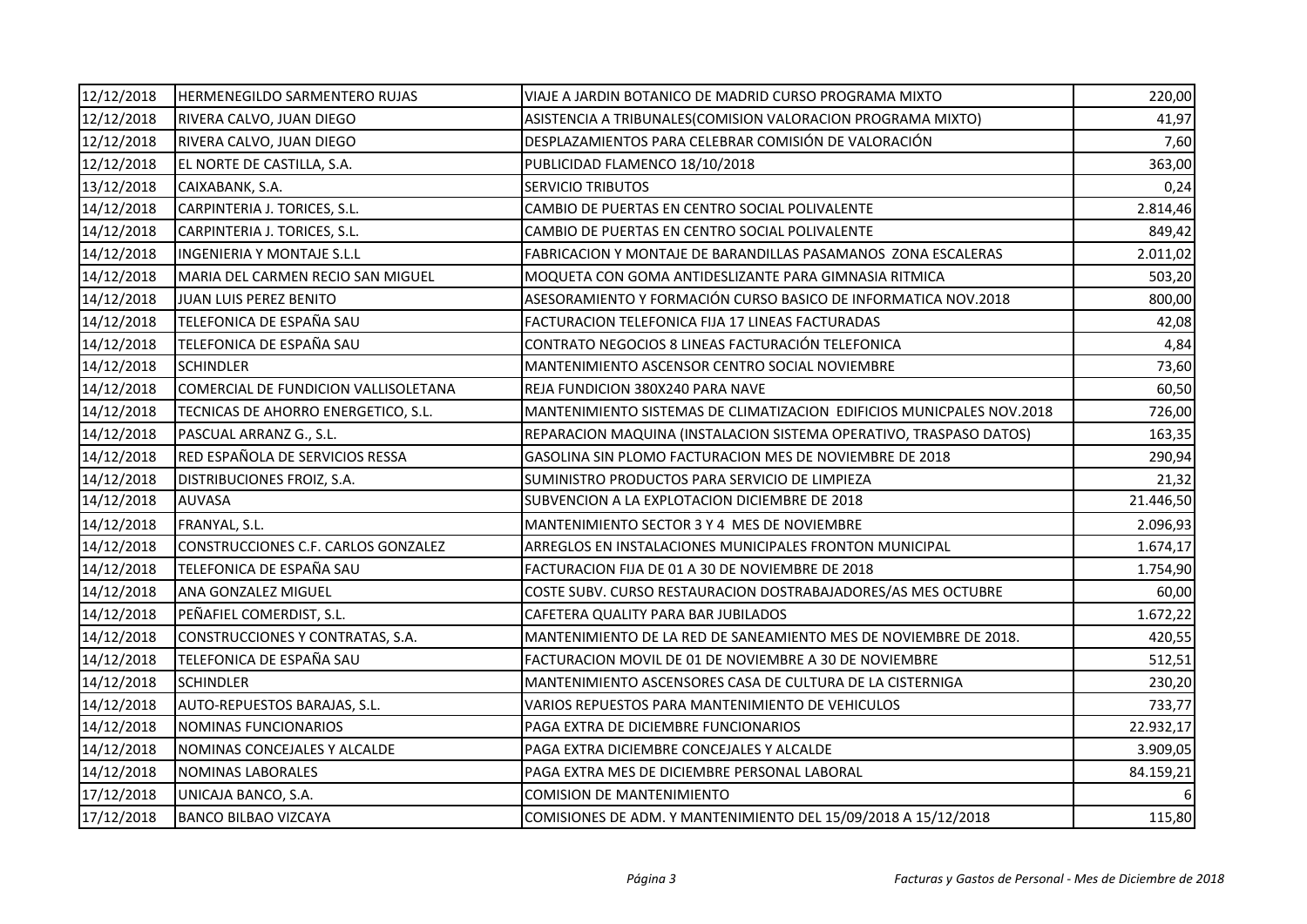| | | | |
|---|---|---|---|
| 12/12/2018 | HERMENEGILDO SARMENTERO RUJAS | VIAJE A JARDIN BOTANICO DE MADRID CURSO PROGRAMA MIXTO | 220,00 |
| 12/12/2018 | RIVERA CALVO, JUAN DIEGO | ASISTENCIA A TRIBUNALES(COMISION VALORACION PROGRAMA MIXTO) | 41,97 |
| 12/12/2018 | RIVERA CALVO, JUAN DIEGO | DESPLAZAMIENTOS PARA CELEBRAR COMISIÓN DE VALORACIÓN | 7,60 |
| 12/12/2018 | EL NORTE DE CASTILLA, S.A. | PUBLICIDAD FLAMENCO 18/10/2018 | 363,00 |
| 13/12/2018 | CAIXABANK, S.A. | SERVICIO TRIBUTOS | 0,24 |
| 14/12/2018 | CARPINTERIA J. TORICES, S.L. | CAMBIO DE PUERTAS EN CENTRO SOCIAL POLIVALENTE | 2.814,46 |
| 14/12/2018 | CARPINTERIA J. TORICES, S.L. | CAMBIO DE PUERTAS EN CENTRO SOCIAL POLIVALENTE | 849,42 |
| 14/12/2018 | INGENIERIA Y MONTAJE S.L.L | FABRICACION Y MONTAJE DE BARANDILLAS PASAMANOS ZONA ESCALERAS | 2.011,02 |
| 14/12/2018 | MARIA DEL CARMEN RECIO SAN MIGUEL | MOQUETA CON GOMA ANTIDESLIZANTE PARA GIMNASIA RITMICA | 503,20 |
| 14/12/2018 | JUAN LUIS PEREZ BENITO | ASESORAMIENTO Y FORMACIÓN CURSO BASICO DE INFORMATICA NOV.2018 | 800,00 |
| 14/12/2018 | TELEFONICA DE ESPAÑA SAU | FACTURACION TELEFONICA FIJA 17 LINEAS FACTURADAS | 42,08 |
| 14/12/2018 | TELEFONICA DE ESPAÑA SAU | CONTRATO NEGOCIOS 8 LINEAS FACTURACIÓN TELEFONICA | 4,84 |
| 14/12/2018 | SCHINDLER | MANTENIMIENTO ASCENSOR CENTRO SOCIAL NOVIEMBRE | 73,60 |
| 14/12/2018 | COMERCIAL DE FUNDICION VALLISOLETANA | REJA FUNDICION 380X240 PARA NAVE | 60,50 |
| 14/12/2018 | TECNICAS DE AHORRO ENERGETICO, S.L. | MANTENIMIENTO SISTEMAS DE CLIMATIZACION EDIFICIOS MUNICPALES NOV.2018 | 726,00 |
| 14/12/2018 | PASCUAL ARRANZ G., S.L. | REPARACION MAQUINA (INSTALACION SISTEMA OPERATIVO, TRASPASO DATOS) | 163,35 |
| 14/12/2018 | RED ESPAÑOLA DE SERVICIOS RESSA | GASOLINA SIN PLOMO FACTURACION MES DE NOVIEMBRE DE 2018 | 290,94 |
| 14/12/2018 | DISTRIBUCIONES FROIZ, S.A. | SUMINISTRO PRODUCTOS PARA SERVICIO DE LIMPIEZA | 21,32 |
| 14/12/2018 | AUVASA | SUBVENCION A LA EXPLOTACION DICIEMBRE DE 2018 | 21.446,50 |
| 14/12/2018 | FRANYAL, S.L. | MANTENIMIENTO SECTOR 3 Y 4 MES DE NOVIEMBRE | 2.096,93 |
| 14/12/2018 | CONSTRUCCIONES C.F. CARLOS GONZALEZ | ARREGLOS EN INSTALACIONES MUNICIPALES FRONTON MUNICIPAL | 1.674,17 |
| 14/12/2018 | TELEFONICA DE ESPAÑA SAU | FACTURACION FIJA DE 01 A 30 DE NOVIEMBRE DE 2018 | 1.754,90 |
| 14/12/2018 | ANA GONZALEZ MIGUEL | COSTE SUBV. CURSO RESTAURACION DOSTRABAJADORES/AS MES OCTUBRE | 60,00 |
| 14/12/2018 | PEÑAFIEL COMERDIST, S.L. | CAFETERA QUALITY PARA BAR JUBILADOS | 1.672,22 |
| 14/12/2018 | CONSTRUCCIONES Y CONTRATAS, S.A. | MANTENIMIENTO DE LA RED DE SANEAMIENTO MES DE NOVIEMBRE DE 2018. | 420,55 |
| 14/12/2018 | TELEFONICA DE ESPAÑA SAU | FACTURACION MOVIL DE 01 DE NOVIEMBRE A 30 DE NOVIEMBRE | 512,51 |
| 14/12/2018 | SCHINDLER | MANTENIMIENTO ASCENSORES CASA DE CULTURA DE LA CISTERNIGA | 230,20 |
| 14/12/2018 | AUTO-REPUESTOS BARAJAS, S.L. | VARIOS REPUESTOS PARA MANTENIMIENTO DE VEHICULOS | 733,77 |
| 14/12/2018 | NOMINAS FUNCIONARIOS | PAGA EXTRA DE DICIEMBRE FUNCIONARIOS | 22.932,17 |
| 14/12/2018 | NOMINAS CONCEJALES Y ALCALDE | PAGA EXTRA DICIEMBRE CONCEJALES Y ALCALDE | 3.909,05 |
| 14/12/2018 | NOMINAS LABORALES | PAGA EXTRA MES DE DICIEMBRE PERSONAL LABORAL | 84.159,21 |
| 17/12/2018 | UNICAJA BANCO, S.A. | COMISION DE MANTENIMIENTO | 6 |
| 17/12/2018 | BANCO BILBAO VIZCAYA | COMISIONES DE ADM. Y MANTENIMIENTO DEL 15/09/2018 A 15/12/2018 | 115,80 |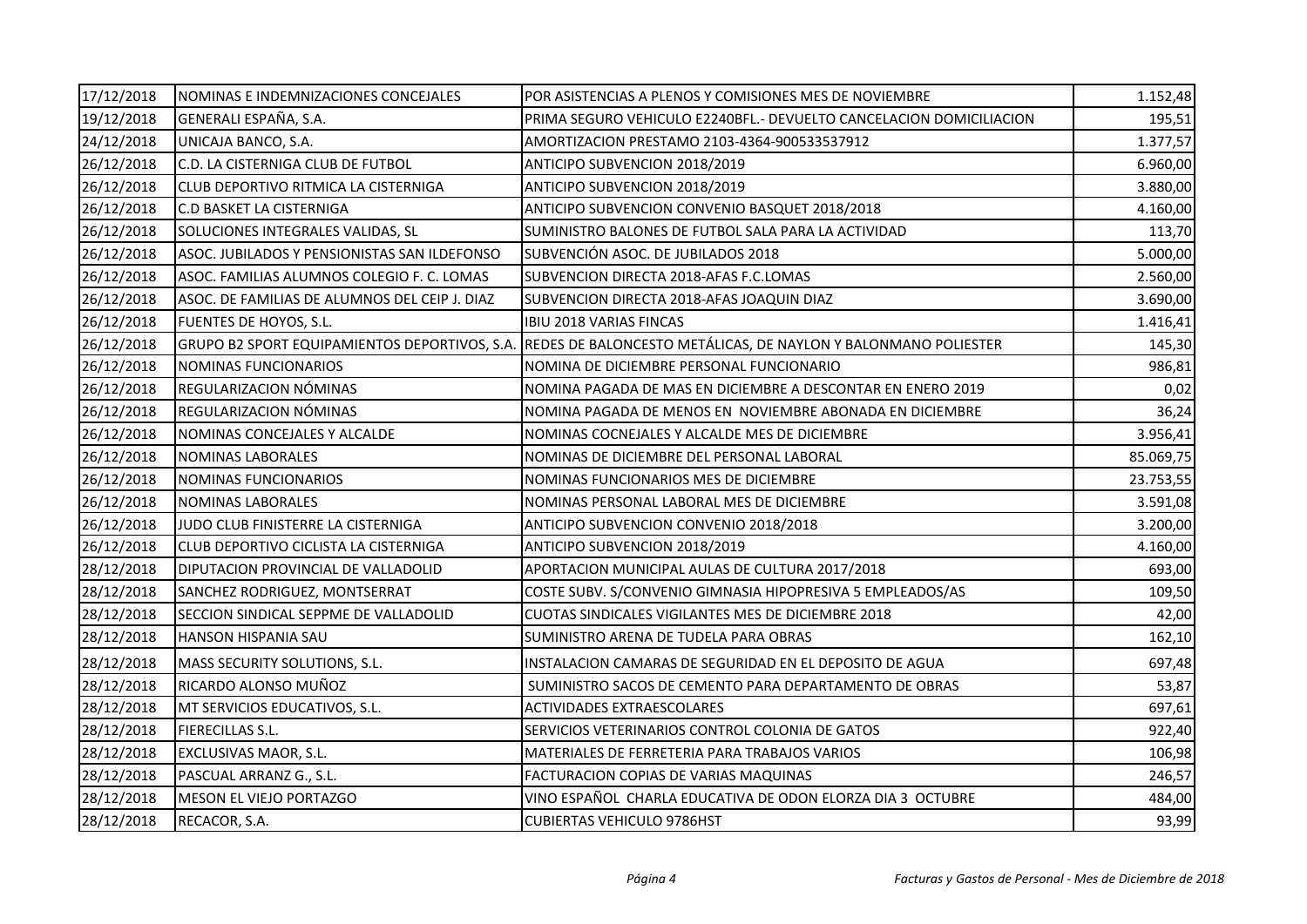| | | | |
|---|---|---|---|
| 17/12/2018 | NOMINAS E INDEMNIZACIONES CONCEJALES | POR ASISTENCIAS A PLENOS Y COMISIONES MES DE NOVIEMBRE | 1.152,48 |
| 19/12/2018 | GENERALI ESPAÑA, S.A. | PRIMA SEGURO VEHICULO E2240BFL.- DEVUELTO CANCELACION DOMICILIACION | 195,51 |
| 24/12/2018 | UNICAJA BANCO, S.A. | AMORTIZACION PRESTAMO 2103-4364-900533537912 | 1.377,57 |
| 26/12/2018 | C.D. LA CISTERNIGA CLUB DE FUTBOL | ANTICIPO SUBVENCION 2018/2019 | 6.960,00 |
| 26/12/2018 | CLUB DEPORTIVO RITMICA LA CISTERNIGA | ANTICIPO SUBVENCION 2018/2019 | 3.880,00 |
| 26/12/2018 | C.D BASKET LA CISTERNIGA | ANTICIPO SUBVENCION CONVENIO BASQUET 2018/2018 | 4.160,00 |
| 26/12/2018 | SOLUCIONES INTEGRALES VALIDAS, SL | SUMINISTRO BALONES DE FUTBOL SALA PARA LA ACTIVIDAD | 113,70 |
| 26/12/2018 | ASOC. JUBILADOS Y PENSIONISTAS SAN ILDEFONSO | SUBVENCIÓN ASOC. DE JUBILADOS 2018 | 5.000,00 |
| 26/12/2018 | ASOC. FAMILIAS ALUMNOS COLEGIO F. C. LOMAS | SUBVENCION DIRECTA 2018-AFAS F.C.LOMAS | 2.560,00 |
| 26/12/2018 | ASOC. DE FAMILIAS DE ALUMNOS DEL CEIP J. DIAZ | SUBVENCION DIRECTA 2018-AFAS JOAQUIN DIAZ | 3.690,00 |
| 26/12/2018 | FUENTES DE HOYOS, S.L. | IBIU 2018 VARIAS FINCAS | 1.416,41 |
| 26/12/2018 | GRUPO B2 SPORT EQUIPAMIENTOS DEPORTIVOS, S.A. | REDES DE BALONCESTO METÁLICAS, DE NAYLON Y BALONMANO POLIESTER | 145,30 |
| 26/12/2018 | NOMINAS FUNCIONARIOS | NOMINA DE DICIEMBRE PERSONAL FUNCIONARIO | 986,81 |
| 26/12/2018 | REGULARIZACION NÓMINAS | NOMINA PAGADA DE MAS EN DICIEMBRE A DESCONTAR EN ENERO 2019 | 0,02 |
| 26/12/2018 | REGULARIZACION NÓMINAS | NOMINA PAGADA DE MENOS EN NOVIEMBRE ABONADA EN DICIEMBRE | 36,24 |
| 26/12/2018 | NOMINAS CONCEJALES Y ALCALDE | NOMINAS COCNEJALES Y ALCALDE MES DE DICIEMBRE | 3.956,41 |
| 26/12/2018 | NOMINAS LABORALES | NOMINAS DE DICIEMBRE DEL PERSONAL LABORAL | 85.069,75 |
| 26/12/2018 | NOMINAS FUNCIONARIOS | NOMINAS FUNCIONARIOS MES DE DICIEMBRE | 23.753,55 |
| 26/12/2018 | NOMINAS LABORALES | NOMINAS PERSONAL LABORAL MES DE DICIEMBRE | 3.591,08 |
| 26/12/2018 | JUDO CLUB FINISTERRE LA CISTERNIGA | ANTICIPO SUBVENCION CONVENIO 2018/2018 | 3.200,00 |
| 26/12/2018 | CLUB DEPORTIVO CICLISTA LA CISTERNIGA | ANTICIPO SUBVENCION 2018/2019 | 4.160,00 |
| 28/12/2018 | DIPUTACION PROVINCIAL DE VALLADOLID | APORTACION MUNICIPAL AULAS DE CULTURA 2017/2018 | 693,00 |
| 28/12/2018 | SANCHEZ RODRIGUEZ, MONTSERRAT | COSTE SUBV. S/CONVENIO GIMNASIA HIPOPRESIVA 5 EMPLEADOS/AS | 109,50 |
| 28/12/2018 | SECCION SINDICAL SEPPME DE VALLADOLID | CUOTAS SINDICALES VIGILANTES MES DE DICIEMBRE 2018 | 42,00 |
| 28/12/2018 | HANSON HISPANIA SAU | SUMINISTRO ARENA DE TUDELA PARA OBRAS | 162,10 |
| 28/12/2018 | MASS SECURITY SOLUTIONS, S.L. | INSTALACION CAMARAS DE SEGURIDAD EN EL DEPOSITO DE AGUA | 697,48 |
| 28/12/2018 | RICARDO ALONSO MUÑOZ | SUMINISTRO SACOS DE CEMENTO PARA DEPARTAMENTO DE OBRAS | 53,87 |
| 28/12/2018 | MT SERVICIOS EDUCATIVOS, S.L. | ACTIVIDADES EXTRAESCOLARES | 697,61 |
| 28/12/2018 | FIERECILLAS S.L. | SERVICIOS VETERINARIOS CONTROL COLONIA DE GATOS | 922,40 |
| 28/12/2018 | EXCLUSIVAS MAOR, S.L. | MATERIALES DE FERRETERIA PARA TRABAJOS VARIOS | 106,98 |
| 28/12/2018 | PASCUAL ARRANZ G., S.L. | FACTURACION COPIAS DE VARIAS MAQUINAS | 246,57 |
| 28/12/2018 | MESON EL VIEJO PORTAZGO | VINO ESPAÑOL CHARLA EDUCATIVA DE ODON ELORZA DIA 3 OCTUBRE | 484,00 |
| 28/12/2018 | RECACOR, S.A. | CUBIERTAS VEHICULO 9786HST | 93,99 |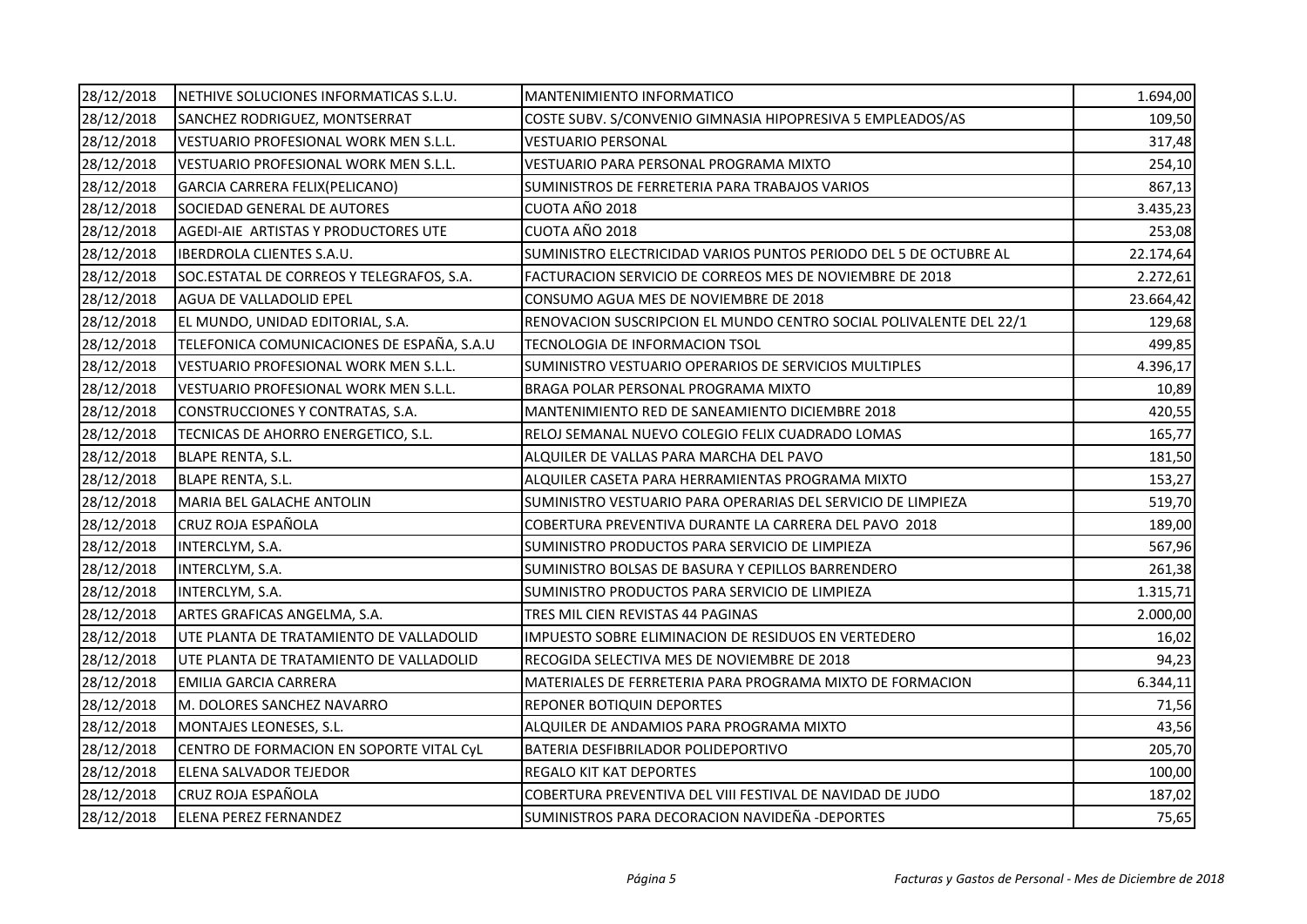| 28/12/2018 | NETHIVE SOLUCIONES INFORMATICAS S.L.U. | MANTENIMIENTO INFORMATICO | 1.694,00 |
|---|---|---|---|
| 28/12/2018 | SANCHEZ RODRIGUEZ, MONTSERRAT | COSTE SUBV. S/CONVENIO GIMNASIA HIPOPRESIVA 5 EMPLEADOS/AS | 109,50 |
| 28/12/2018 | VESTUARIO PROFESIONAL WORK MEN S.L.L. | VESTUARIO PERSONAL | 317,48 |
| 28/12/2018 | VESTUARIO PROFESIONAL WORK MEN S.L.L. | VESTUARIO PARA PERSONAL PROGRAMA MIXTO | 254,10 |
| 28/12/2018 | GARCIA CARRERA FELIX(PELICANO) | SUMINISTROS DE FERRETERIA PARA TRABAJOS VARIOS | 867,13 |
| 28/12/2018 | SOCIEDAD GENERAL DE AUTORES | CUOTA AÑO 2018 | 3.435,23 |
| 28/12/2018 | AGEDI-AIE ARTISTAS Y PRODUCTORES UTE | CUOTA AÑO 2018 | 253,08 |
| 28/12/2018 | IBERDROLA CLIENTES S.A.U. | SUMINISTRO ELECTRICIDAD VARIOS PUNTOS PERIODO DEL 5 DE OCTUBRE AL | 22.174,64 |
| 28/12/2018 | SOC.ESTATAL DE CORREOS Y TELEGRAFOS, S.A. | FACTURACION SERVICIO DE CORREOS MES DE NOVIEMBRE DE 2018 | 2.272,61 |
| 28/12/2018 | AGUA DE VALLADOLID EPEL | CONSUMO AGUA MES DE NOVIEMBRE DE 2018 | 23.664,42 |
| 28/12/2018 | EL MUNDO, UNIDAD EDITORIAL, S.A. | RENOVACION SUSCRIPCION EL MUNDO CENTRO SOCIAL POLIVALENTE DEL 22/1 | 129,68 |
| 28/12/2018 | TELEFONICA COMUNICACIONES DE ESPAÑA, S.A.U | TECNOLOGIA DE INFORMACION TSOL | 499,85 |
| 28/12/2018 | VESTUARIO PROFESIONAL WORK MEN S.L.L. | SUMINISTRO VESTUARIO OPERARIOS DE SERVICIOS MULTIPLES | 4.396,17 |
| 28/12/2018 | VESTUARIO PROFESIONAL WORK MEN S.L.L. | BRAGA POLAR PERSONAL PROGRAMA MIXTO | 10,89 |
| 28/12/2018 | CONSTRUCCIONES Y CONTRATAS, S.A. | MANTENIMIENTO RED DE SANEAMIENTO DICIEMBRE 2018 | 420,55 |
| 28/12/2018 | TECNICAS DE AHORRO ENERGETICO, S.L. | RELOJ SEMANAL NUEVO COLEGIO FELIX CUADRADO LOMAS | 165,77 |
| 28/12/2018 | BLAPE RENTA, S.L. | ALQUILER DE VALLAS PARA MARCHA DEL PAVO | 181,50 |
| 28/12/2018 | BLAPE RENTA, S.L. | ALQUILER CASETA PARA HERRAMIENTAS PROGRAMA MIXTO | 153,27 |
| 28/12/2018 | MARIA BEL GALACHE ANTOLIN | SUMINISTRO VESTUARIO PARA OPERARIAS DEL SERVICIO DE LIMPIEZA | 519,70 |
| 28/12/2018 | CRUZ ROJA ESPAÑOLA | COBERTURA PREVENTIVA DURANTE LA CARRERA DEL PAVO 2018 | 189,00 |
| 28/12/2018 | INTERCLYM, S.A. | SUMINISTRO PRODUCTOS PARA SERVICIO DE LIMPIEZA | 567,96 |
| 28/12/2018 | INTERCLYM, S.A. | SUMINISTRO BOLSAS DE BASURA Y CEPILLOS BARRENDERO | 261,38 |
| 28/12/2018 | INTERCLYM, S.A. | SUMINISTRO PRODUCTOS PARA SERVICIO DE LIMPIEZA | 1.315,71 |
| 28/12/2018 | ARTES GRAFICAS ANGELMA, S.A. | TRES MIL CIEN REVISTAS 44 PAGINAS | 2.000,00 |
| 28/12/2018 | UTE PLANTA DE TRATAMIENTO DE VALLADOLID | IMPUESTO SOBRE ELIMINACION DE RESIDUOS EN VERTEDERO | 16,02 |
| 28/12/2018 | UTE PLANTA DE TRATAMIENTO DE VALLADOLID | RECOGIDA SELECTIVA MES DE NOVIEMBRE DE 2018 | 94,23 |
| 28/12/2018 | EMILIA GARCIA CARRERA | MATERIALES DE FERRETERIA PARA PROGRAMA MIXTO DE FORMACION | 6.344,11 |
| 28/12/2018 | M. DOLORES SANCHEZ NAVARRO | REPONER BOTIQUIN DEPORTES | 71,56 |
| 28/12/2018 | MONTAJES LEONESES, S.L. | ALQUILER DE ANDAMIOS PARA PROGRAMA MIXTO | 43,56 |
| 28/12/2018 | CENTRO DE FORMACION EN SOPORTE VITAL CyL | BATERIA DESFIBRILADOR POLIDEPORTIVO | 205,70 |
| 28/12/2018 | ELENA SALVADOR TEJEDOR | REGALO KIT KAT DEPORTES | 100,00 |
| 28/12/2018 | CRUZ ROJA ESPAÑOLA | COBERTURA PREVENTIVA DEL VIII FESTIVAL DE NAVIDAD DE JUDO | 187,02 |
| 28/12/2018 | ELENA PEREZ FERNANDEZ | SUMINISTROS PARA DECORACION NAVIDEÑA -DEPORTES | 75,65 |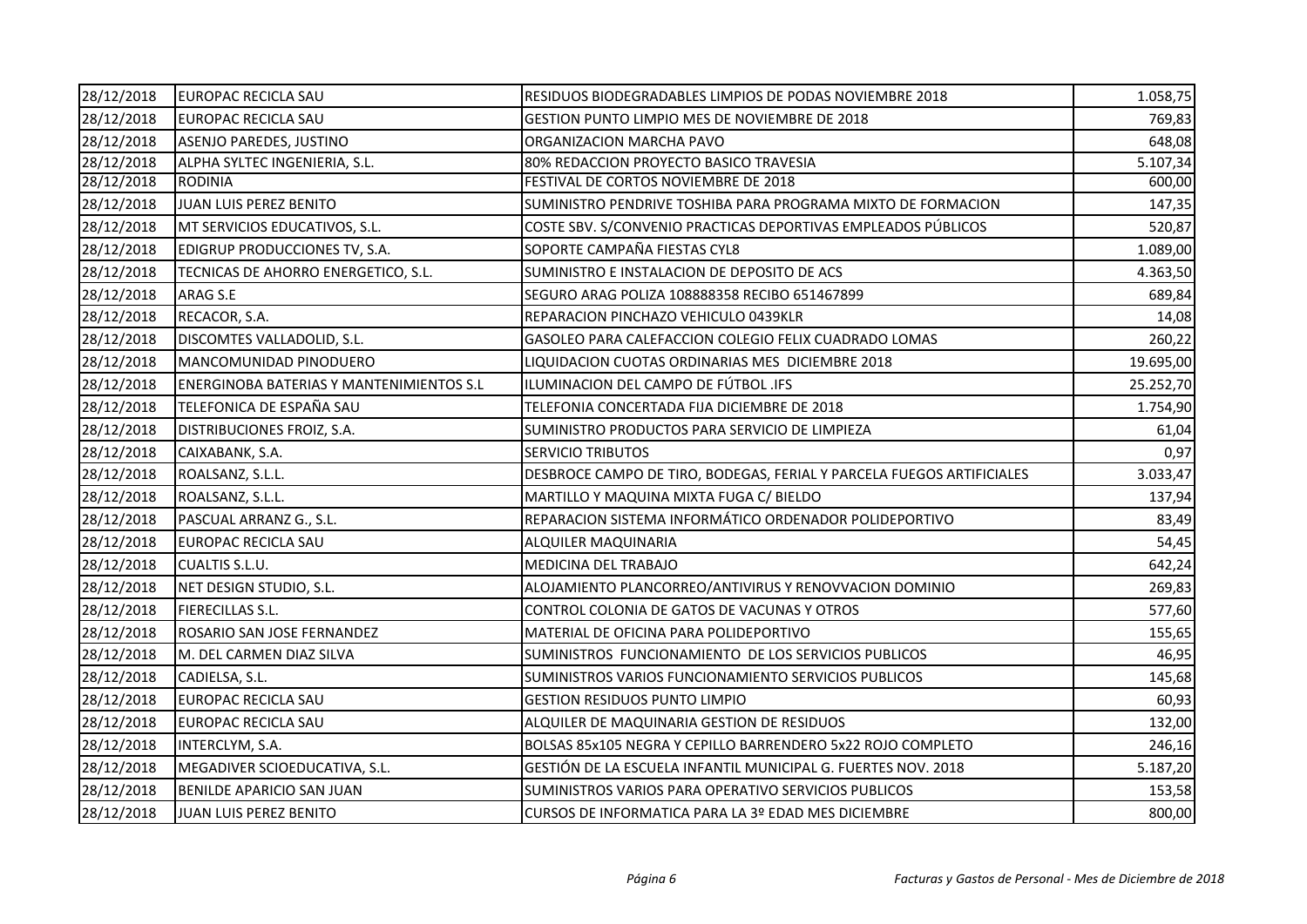| | | | |
|---|---|---|---|
| 28/12/2018 | EUROPAC RECICLA SAU | RESIDUOS BIODEGRADABLES LIMPIOS DE PODAS NOVIEMBRE 2018 | 1.058,75 |
| 28/12/2018 | EUROPAC RECICLA SAU | GESTION PUNTO LIMPIO MES DE NOVIEMBRE DE 2018 | 769,83 |
| 28/12/2018 | ASENJO PAREDES, JUSTINO | ORGANIZACION MARCHA PAVO | 648,08 |
| 28/12/2018 | ALPHA SYLTEC INGENIERIA, S.L. | 80% REDACCION PROYECTO BASICO TRAVESIA | 5.107,34 |
| 28/12/2018 | RODINIA | FESTIVAL DE CORTOS NOVIEMBRE DE 2018 | 600,00 |
| 28/12/2018 | JUAN LUIS PEREZ BENITO | SUMINISTRO PENDRIVE TOSHIBA PARA PROGRAMA MIXTO DE FORMACION | 147,35 |
| 28/12/2018 | MT SERVICIOS EDUCATIVOS, S.L. | COSTE SBV. S/CONVENIO PRACTICAS DEPORTIVAS EMPLEADOS PÚBLICOS | 520,87 |
| 28/12/2018 | EDIGRUP PRODUCCIONES TV, S.A. | SOPORTE CAMPAÑA FIESTAS CYL8 | 1.089,00 |
| 28/12/2018 | TECNICAS DE AHORRO ENERGETICO, S.L. | SUMINISTRO E INSTALACION DE DEPOSITO DE ACS | 4.363,50 |
| 28/12/2018 | ARAG S.E | SEGURO ARAG POLIZA 108888358 RECIBO 651467899 | 689,84 |
| 28/12/2018 | RECACOR, S.A. | REPARACION PINCHAZO VEHICULO 0439KLR | 14,08 |
| 28/12/2018 | DISCOMTES VALLADOLID, S.L. | GASOLEO PARA CALEFACCION COLEGIO FELIX CUADRADO LOMAS | 260,22 |
| 28/12/2018 | MANCOMUNIDAD PINODUERO | LIQUIDACION CUOTAS ORDINARIAS MES DICIEMBRE 2018 | 19.695,00 |
| 28/12/2018 | ENERGINOBA BATERIAS Y MANTENIMIENTOS S.L | ILUMINACION DEL CAMPO DE FÚTBOL .IFS | 25.252,70 |
| 28/12/2018 | TELEFONICA DE ESPAÑA SAU | TELEFONIA CONCERTADA FIJA DICIEMBRE DE 2018 | 1.754,90 |
| 28/12/2018 | DISTRIBUCIONES FROIZ, S.A. | SUMINISTRO PRODUCTOS PARA SERVICIO DE LIMPIEZA | 61,04 |
| 28/12/2018 | CAIXABANK, S.A. | SERVICIO TRIBUTOS | 0,97 |
| 28/12/2018 | ROALSANZ, S.L.L. | DESBROCE CAMPO DE TIRO, BODEGAS, FERIAL Y PARCELA FUEGOS ARTIFICIALES | 3.033,47 |
| 28/12/2018 | ROALSANZ, S.L.L. | MARTILLO Y MAQUINA MIXTA FUGA C/ BIELDO | 137,94 |
| 28/12/2018 | PASCUAL ARRANZ G., S.L. | REPARACION SISTEMA INFORMÁTICO ORDENADOR POLIDEPORTIVO | 83,49 |
| 28/12/2018 | EUROPAC RECICLA SAU | ALQUILER MAQUINARIA | 54,45 |
| 28/12/2018 | CUALTIS S.L.U. | MEDICINA DEL TRABAJO | 642,24 |
| 28/12/2018 | NET DESIGN STUDIO, S.L. | ALOJAMIENTO PLANCORREO/ANTIVIRUS Y RENOVVACION DOMINIO | 269,83 |
| 28/12/2018 | FIERECILLAS S.L. | CONTROL COLONIA DE GATOS DE VACUNAS Y OTROS | 577,60 |
| 28/12/2018 | ROSARIO SAN JOSE FERNANDEZ | MATERIAL DE OFICINA PARA POLIDEPORTIVO | 155,65 |
| 28/12/2018 | M. DEL CARMEN DIAZ SILVA | SUMINISTROS FUNCIONAMIENTO DE LOS SERVICIOS PUBLICOS | 46,95 |
| 28/12/2018 | CADIELSA, S.L. | SUMINISTROS VARIOS FUNCIONAMIENTO SERVICIOS PUBLICOS | 145,68 |
| 28/12/2018 | EUROPAC RECICLA SAU | GESTION RESIDUOS PUNTO LIMPIO | 60,93 |
| 28/12/2018 | EUROPAC RECICLA SAU | ALQUILER DE MAQUINARIA GESTION DE RESIDUOS | 132,00 |
| 28/12/2018 | INTERCLYM, S.A. | BOLSAS 85x105 NEGRA Y CEPILLO BARRENDERO 5x22 ROJO COMPLETO | 246,16 |
| 28/12/2018 | MEGADIVER SCIOEDUCATIVA, S.L. | GESTIÓN DE LA ESCUELA INFANTIL MUNICIPAL G. FUERTES NOV. 2018 | 5.187,20 |
| 28/12/2018 | BENILDE APARICIO SAN JUAN | SUMINISTROS VARIOS PARA OPERATIVO SERVICIOS PUBLICOS | 153,58 |
| 28/12/2018 | JUAN LUIS PEREZ BENITO | CURSOS DE INFORMATICA PARA LA 3º EDAD MES DICIEMBRE | 800,00 |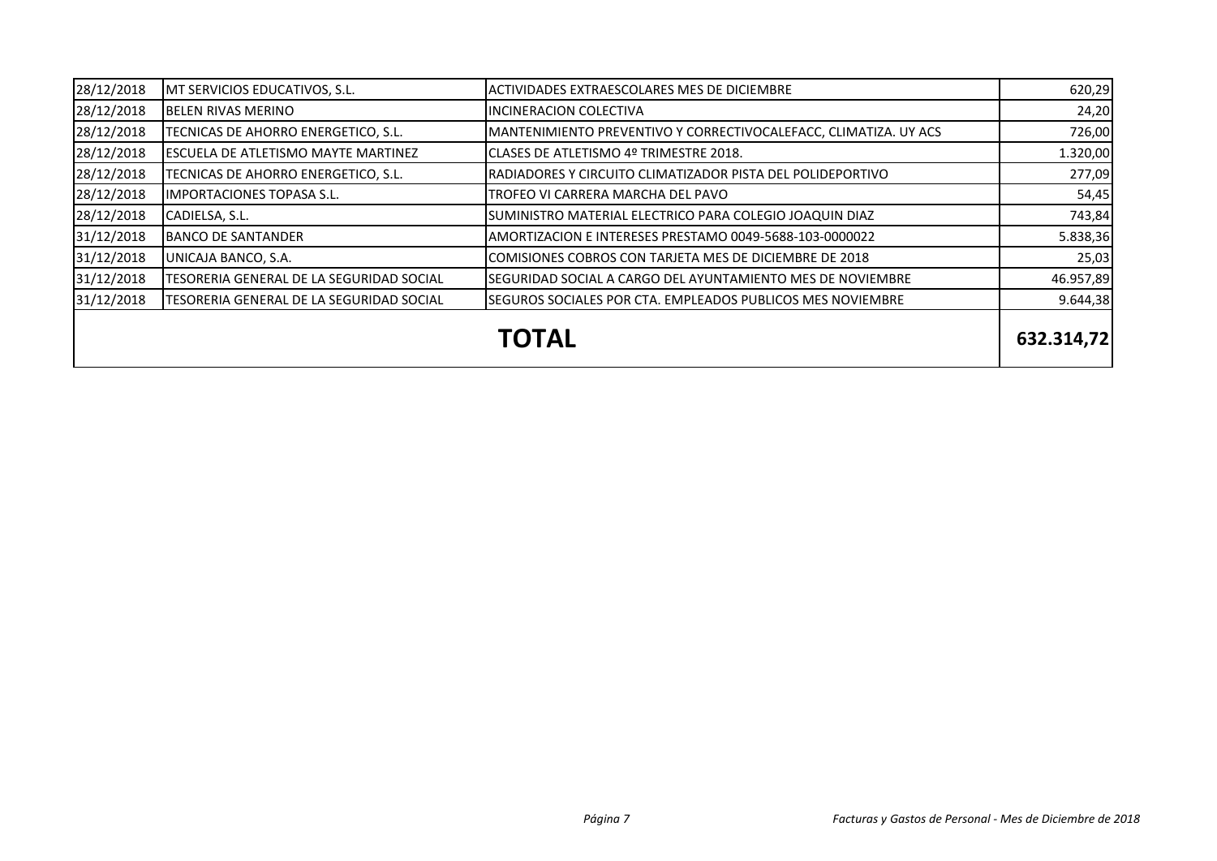| | | | |
|---|---|---|---|
| 28/12/2018 | MT SERVICIOS EDUCATIVOS, S.L. | ACTIVIDADES EXTRAESCOLARES MES DE DICIEMBRE | 620,29 |
| 28/12/2018 | BELEN RIVAS MERINO | INCINERACION COLECTIVA | 24,20 |
| 28/12/2018 | TECNICAS DE AHORRO ENERGETICO, S.L. | MANTENIMIENTO PREVENTIVO Y CORRECTIVOCALEFACC, CLIMATIZA. UY ACS | 726,00 |
| 28/12/2018 | ESCUELA DE ATLETISMO MAYTE MARTINEZ | CLASES DE ATLETISMO 4º TRIMESTRE 2018. | 1.320,00 |
| 28/12/2018 | TECNICAS DE AHORRO ENERGETICO, S.L. | RADIADORES Y CIRCUITO CLIMATIZADOR PISTA DEL POLIDEPORTIVO | 277,09 |
| 28/12/2018 | IMPORTACIONES TOPASA S.L. | TROFEO VI CARRERA MARCHA DEL PAVO | 54,45 |
| 28/12/2018 | CADIELSA, S.L. | SUMINISTRO MATERIAL ELECTRICO PARA COLEGIO JOAQUIN DIAZ | 743,84 |
| 31/12/2018 | BANCO DE SANTANDER | AMORTIZACION E INTERESES PRESTAMO 0049-5688-103-0000022 | 5.838,36 |
| 31/12/2018 | UNICAJA BANCO, S.A. | COMISIONES COBROS CON TARJETA MES DE DICIEMBRE DE 2018 | 25,03 |
| 31/12/2018 | TESORERIA GENERAL DE LA SEGURIDAD SOCIAL | SEGURIDAD SOCIAL A CARGO DEL AYUNTAMIENTO MES DE NOVIEMBRE | 46.957,89 |
| 31/12/2018 | TESORERIA GENERAL DE LA SEGURIDAD SOCIAL | SEGUROS SOCIALES POR CTA. EMPLEADOS PUBLICOS MES NOVIEMBRE | 9.644,38 |
| | | **TOTAL** | **632.314,72** |